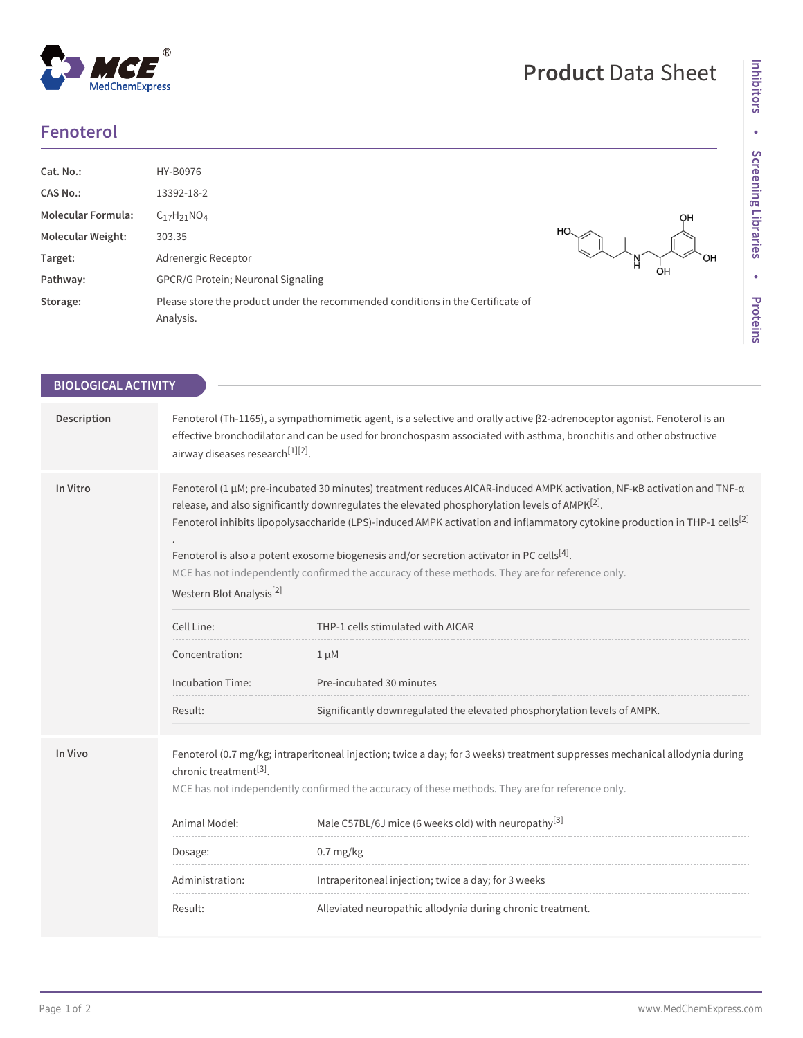# Fenoterol

| | |
|---|---|
| **Cat. No.:** | HY-B0976 |
| **CAS No.:** | 13392-18-2 |
| **Molecular Formula:** | $C_{17}H_{21}NO_4$ |
| **Molecular Weight:** | 303.35 |
| **Target:** | Adrenergic Receptor |
| **Pathway:** | GPCR/G Protein; Neuronal Signaling |
| **Storage:** | Please store the product under the recommended conditions in the Certificate of Analysis. |

## BIOLOGICAL ACTIVITY

**Description**

Fenoterol (Th-1165), a sympathomimetic agent, is a selective and orally active β2-adrenoceptor agonist. Fenoterol is an effective bronchodilator and can be used for bronchospasm associated with asthma, bronchitis and other obstructive airway diseases research[1][2].

**In Vitro**

Fenoterol (1 μM; pre-incubated 30 minutes) treatment reduces AICAR-induced AMPK activation, NF-κB activation and TNF-α release, and also significantly downregulates the elevated phosphorylation levels of AMPK[2].

Fenoterol inhibits lipopolysaccharide (LPS)-induced AMPK activation and inflammatory cytokine production in THP-1 cells[2].

Fenoterol is also a potent exosome biogenesis and/or secretion activator in PC cells[4].

MCE has not independently confirmed the accuracy of these methods. They are for reference only.

Western Blot Analysis[2]

| | |
|---|---|
| Cell Line: | THP-1 cells stimulated with AICAR |
| Concentration: | 1 μM |
| Incubation Time: | Pre-incubated 30 minutes |
| Result: | Significantly downregulated the elevated phosphorylation levels of AMPK. |

**In Vivo**

Fenoterol (0.7 mg/kg; intraperitoneal injection; twice a day; for 3 weeks) treatment suppresses mechanical allodynia during chronic treatment[3].

MCE has not independently confirmed the accuracy of these methods. They are for reference only.

| | |
|---|---|
| Animal Model: | Male C57BL/6J mice (6 weeks old) with neuropathy[3] |
| Dosage: | 0.7 mg/kg |
| Administration: | Intraperitoneal injection; twice a day; for 3 weeks |
| Result: | Alleviated neuropathic allodynia during chronic treatment. |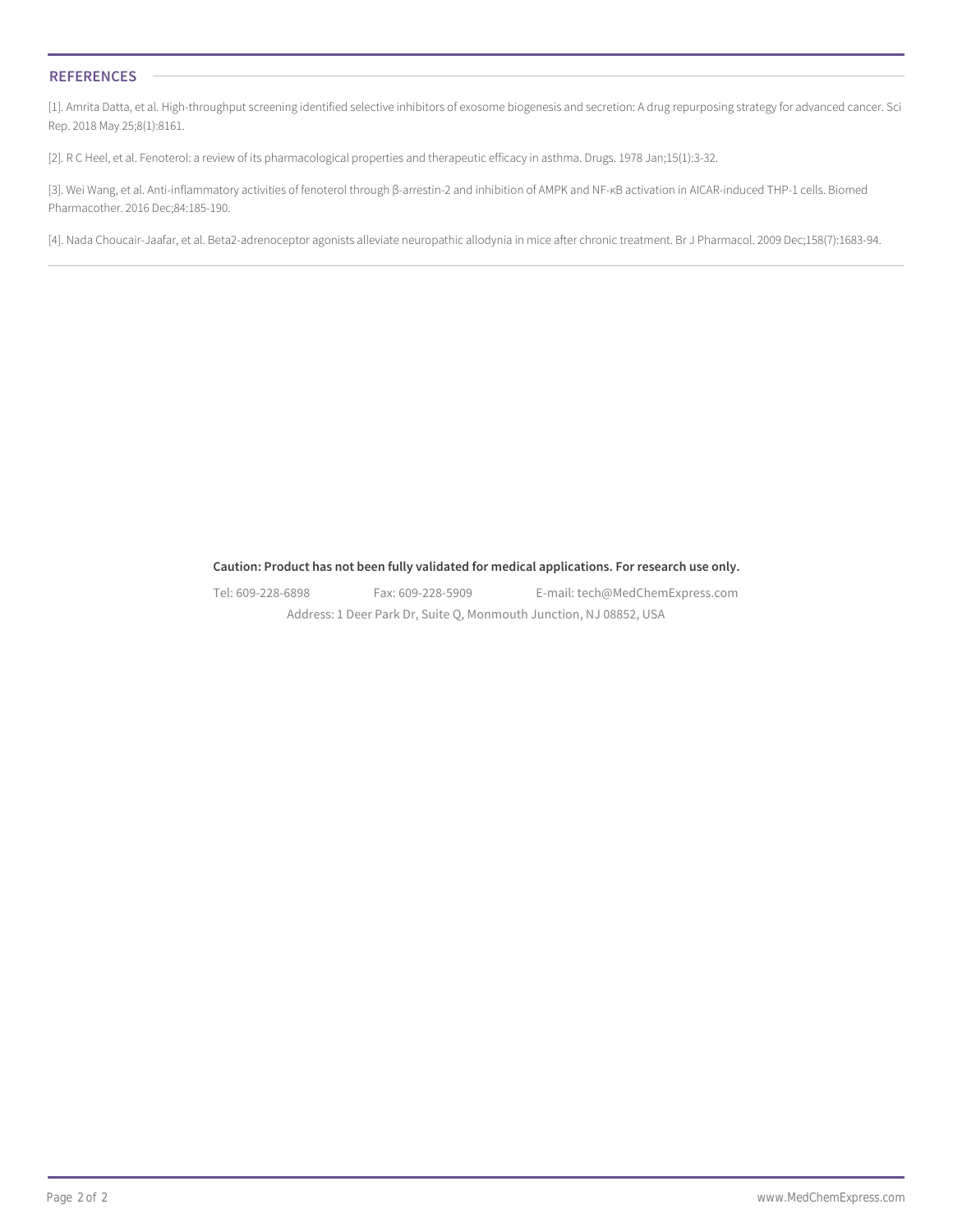## REFERENCES

[1]. Amrita Datta, et al. High-throughput screening identified selective inhibitors of exosome biogenesis and secretion: A drug repurposing strategy for advanced cancer. Sci Rep. 2018 May 25;8(1):8161.

[2]. R C Heel, et al. Fenoterol: a review of its pharmacological properties and therapeutic efficacy in asthma. Drugs. 1978 Jan;15(1):3-32.

[3]. Wei Wang, et al. Anti-inflammatory activities of fenoterol through β-arrestin-2 and inhibition of AMPK and NF-κB activation in AICAR-induced THP-1 cells. Biomed Pharmacother. 2016 Dec;84:185-190.

[4]. Nada Choucair-Jaafar, et al. Beta2-adrenoceptor agonists alleviate neuropathic allodynia in mice after chronic treatment. Br J Pharmacol. 2009 Dec;158(7):1683-94.

**Caution: Product has not been fully validated for medical applications. For research use only.**

Tel: 609-228-6898 Fax: 609-228-5909 E-mail: tech@MedChemExpress.com

Address: 1 Deer Park Dr, Suite Q, Monmouth Junction, NJ 08852, USA